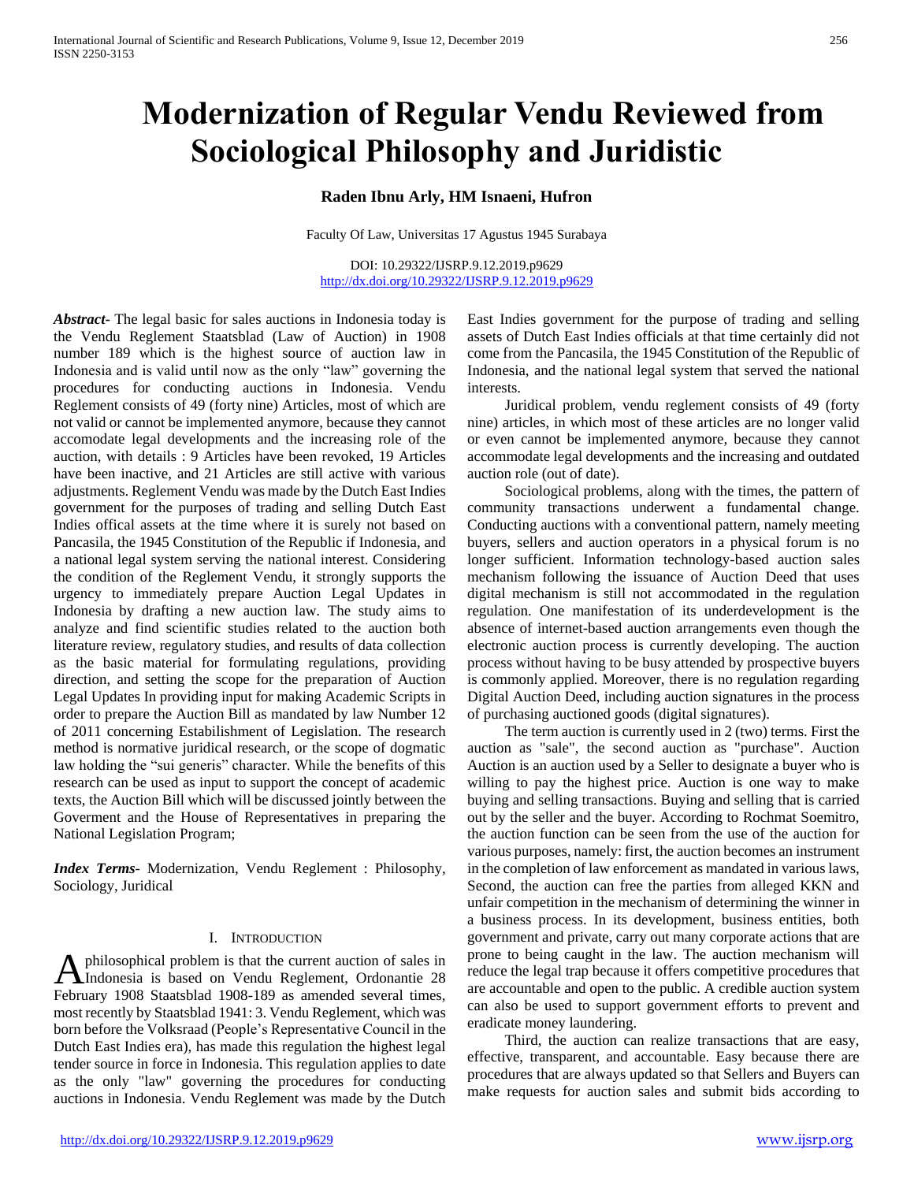# Modernization of Regular Vendu Reviewed from Sociological Philosophy and Juridistic

**Raden Ibnu Arly, HM Isnaeni, Hufron**

Faculty Of Law, Universitas 17 Agustus 1945 Surabaya

DOI: 10.29322/IJSRP.9.12.2019.p9629
http://dx.doi.org/10.29322/IJSRP.9.12.2019.p9629

***Abstract***- The legal basic for sales auctions in Indonesia today is the Vendu Reglement Staatsblad (Law of Auction) in 1908 number 189 which is the highest source of auction law in Indonesia and is valid until now as the only "law" governing the procedures for conducting auctions in Indonesia. Vendu Reglement consists of 49 (forty nine) Articles, most of which are not valid or cannot be implemented anymore, because they cannot accomodate legal developments and the increasing role of the auction, with details : 9 Articles have been revoked, 19 Articles have been inactive, and 21 Articles are still active with various adjustments. Reglement Vendu was made by the Dutch East Indies government for the purposes of trading and selling Dutch East Indies offical assets at the time where it is surely not based on Pancasila, the 1945 Constitution of the Republic if Indonesia, and a national legal system serving the national interest. Considering the condition of the Reglement Vendu, it strongly supports the urgency to immediately prepare Auction Legal Updates in Indonesia by drafting a new auction law. The study aims to analyze and find scientific studies related to the auction both literature review, regulatory studies, and results of data collection as the basic material for formulating regulations, providing direction, and setting the scope for the preparation of Auction Legal Updates In providing input for making Academic Scripts in order to prepare the Auction Bill as mandated by law Number 12 of 2011 concerning Estabilishment of Legislation. The research method is normative juridical research, or the scope of dogmatic law holding the "sui generis" character. While the benefits of this research can be used as input to support the concept of academic texts, the Auction Bill which will be discussed jointly between the Goverment and the House of Representatives in preparing the National Legislation Program;

***Index Terms***- Modernization, Vendu Reglement : Philosophy, Sociology, Juridical

## I. Introduction

A philosophical problem is that the current auction of sales in Indonesia is based on Vendu Reglement, Ordonantie 28 February 1908 Staatsblad 1908-189 as amended several times, most recently by Staatsblad 1941: 3. Vendu Reglement, which was born before the Volksraad (People's Representative Council in the Dutch East Indies era), has made this regulation the highest legal tender source in force in Indonesia. This regulation applies to date as the only "law" governing the procedures for conducting auctions in Indonesia. Vendu Reglement was made by the Dutch East Indies government for the purpose of trading and selling assets of Dutch East Indies officials at that time certainly did not come from the Pancasila, the 1945 Constitution of the Republic of Indonesia, and the national legal system that served the national interests.

Juridical problem, vendu reglement consists of 49 (forty nine) articles, in which most of these articles are no longer valid or even cannot be implemented anymore, because they cannot accommodate legal developments and the increasing and outdated auction role (out of date).

Sociological problems, along with the times, the pattern of community transactions underwent a fundamental change. Conducting auctions with a conventional pattern, namely meeting buyers, sellers and auction operators in a physical forum is no longer sufficient. Information technology-based auction sales mechanism following the issuance of Auction Deed that uses digital mechanism is still not accommodated in the regulation regulation. One manifestation of its underdevelopment is the absence of internet-based auction arrangements even though the electronic auction process is currently developing. The auction process without having to be busy attended by prospective buyers is commonly applied. Moreover, there is no regulation regarding Digital Auction Deed, including auction signatures in the process of purchasing auctioned goods (digital signatures).

The term auction is currently used in 2 (two) terms. First the auction as "sale", the second auction as "purchase". Auction Auction is an auction used by a Seller to designate a buyer who is willing to pay the highest price. Auction is one way to make buying and selling transactions. Buying and selling that is carried out by the seller and the buyer. According to Rochmat Soemitro, the auction function can be seen from the use of the auction for various purposes, namely: first, the auction becomes an instrument in the completion of law enforcement as mandated in various laws, Second, the auction can free the parties from alleged KKN and unfair competition in the mechanism of determining the winner in a business process. In its development, business entities, both government and private, carry out many corporate actions that are prone to being caught in the law. The auction mechanism will reduce the legal trap because it offers competitive procedures that are accountable and open to the public. A credible auction system can also be used to support government efforts to prevent and eradicate money laundering.

Third, the auction can realize transactions that are easy, effective, transparent, and accountable. Easy because there are procedures that are always updated so that Sellers and Buyers can make requests for auction sales and submit bids according to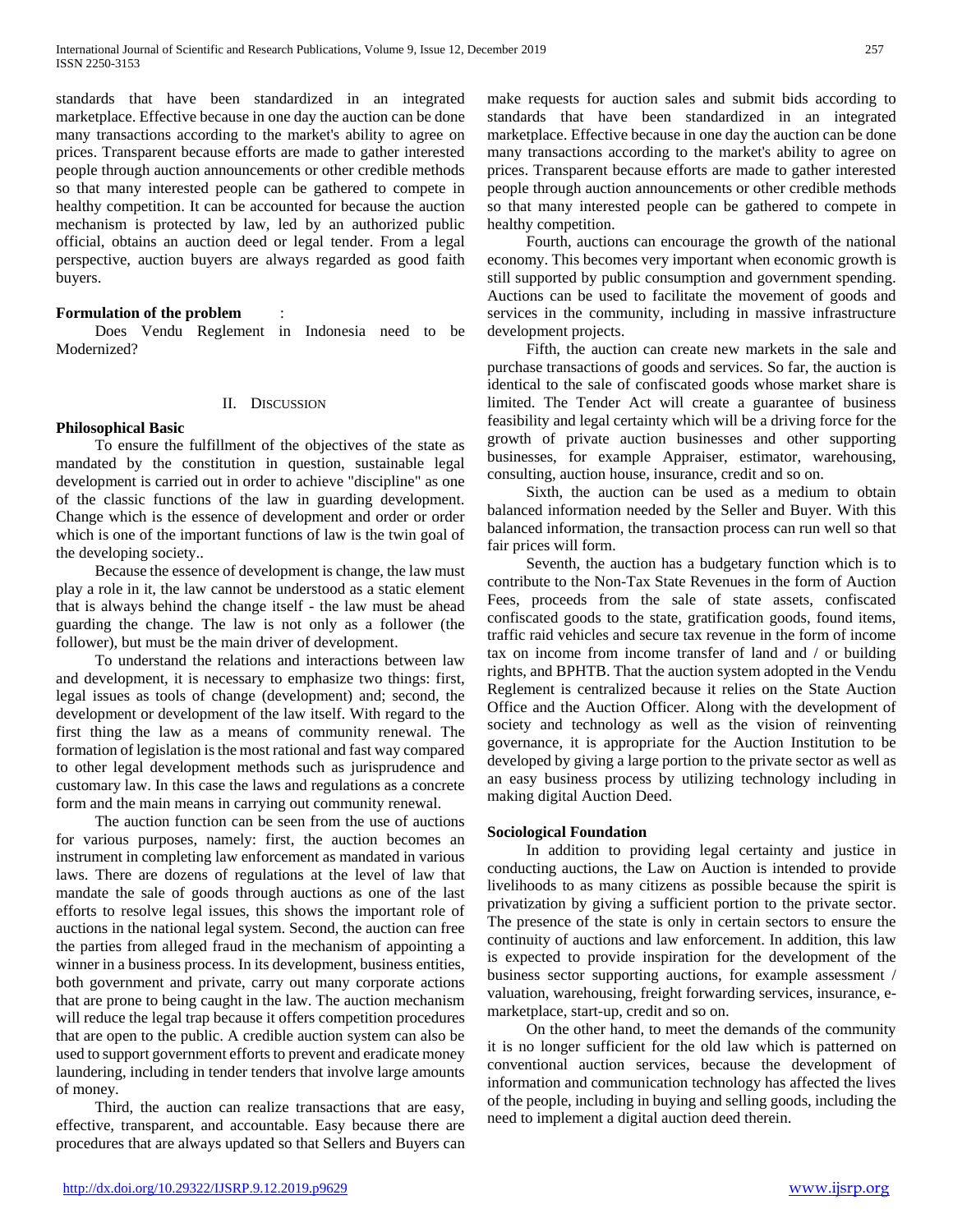standards that have been standardized in an integrated marketplace. Effective because in one day the auction can be done many transactions according to the market's ability to agree on prices. Transparent because efforts are made to gather interested people through auction announcements or other credible methods so that many interested people can be gathered to compete in healthy competition. It can be accounted for because the auction mechanism is protected by law, led by an authorized public official, obtains an auction deed or legal tender. From a legal perspective, auction buyers are always regarded as good faith buyers.

**Formulation of the problem** :

Does Vendu Reglement in Indonesia need to be Modernized?

## II. Discussion

**Philosophical Basic**

To ensure the fulfillment of the objectives of the state as mandated by the constitution in question, sustainable legal development is carried out in order to achieve "discipline" as one of the classic functions of the law in guarding development. Change which is the essence of development and order or order which is one of the important functions of law is the twin goal of the developing society..

Because the essence of development is change, the law must play a role in it, the law cannot be understood as a static element that is always behind the change itself - the law must be ahead guarding the change. The law is not only as a follower (the follower), but must be the main driver of development.

To understand the relations and interactions between law and development, it is necessary to emphasize two things: first, legal issues as tools of change (development) and; second, the development or development of the law itself. With regard to the first thing the law as a means of community renewal. The formation of legislation is the most rational and fast way compared to other legal development methods such as jurisprudence and customary law. In this case the laws and regulations as a concrete form and the main means in carrying out community renewal.

The auction function can be seen from the use of auctions for various purposes, namely: first, the auction becomes an instrument in completing law enforcement as mandated in various laws. There are dozens of regulations at the level of law that mandate the sale of goods through auctions as one of the last efforts to resolve legal issues, this shows the important role of auctions in the national legal system. Second, the auction can free the parties from alleged fraud in the mechanism of appointing a winner in a business process. In its development, business entities, both government and private, carry out many corporate actions that are prone to being caught in the law. The auction mechanism will reduce the legal trap because it offers competition procedures that are open to the public. A credible auction system can also be used to support government efforts to prevent and eradicate money laundering, including in tender tenders that involve large amounts of money.

Third, the auction can realize transactions that are easy, effective, transparent, and accountable. Easy because there are procedures that are always updated so that Sellers and Buyers can make requests for auction sales and submit bids according to standards that have been standardized in an integrated marketplace. Effective because in one day the auction can be done many transactions according to the market's ability to agree on prices. Transparent because efforts are made to gather interested people through auction announcements or other credible methods so that many interested people can be gathered to compete in healthy competition.

Fourth, auctions can encourage the growth of the national economy. This becomes very important when economic growth is still supported by public consumption and government spending. Auctions can be used to facilitate the movement of goods and services in the community, including in massive infrastructure development projects.

Fifth, the auction can create new markets in the sale and purchase transactions of goods and services. So far, the auction is identical to the sale of confiscated goods whose market share is limited. The Tender Act will create a guarantee of business feasibility and legal certainty which will be a driving force for the growth of private auction businesses and other supporting businesses, for example Appraiser, estimator, warehousing, consulting, auction house, insurance, credit and so on.

Sixth, the auction can be used as a medium to obtain balanced information needed by the Seller and Buyer. With this balanced information, the transaction process can run well so that fair prices will form.

Seventh, the auction has a budgetary function which is to contribute to the Non-Tax State Revenues in the form of Auction Fees, proceeds from the sale of state assets, confiscated confiscated goods to the state, gratification goods, found items, traffic raid vehicles and secure tax revenue in the form of income tax on income from income transfer of land and / or building rights, and BPHTB. That the auction system adopted in the Vendu Reglement is centralized because it relies on the State Auction Office and the Auction Officer. Along with the development of society and technology as well as the vision of reinventing governance, it is appropriate for the Auction Institution to be developed by giving a large portion to the private sector as well as an easy business process by utilizing technology including in making digital Auction Deed.

**Sociological Foundation**

In addition to providing legal certainty and justice in conducting auctions, the Law on Auction is intended to provide livelihoods to as many citizens as possible because the spirit is privatization by giving a sufficient portion to the private sector. The presence of the state is only in certain sectors to ensure the continuity of auctions and law enforcement. In addition, this law is expected to provide inspiration for the development of the business sector supporting auctions, for example assessment / valuation, warehousing, freight forwarding services, insurance, e-marketplace, start-up, credit and so on.

On the other hand, to meet the demands of the community it is no longer sufficient for the old law which is patterned on conventional auction services, because the development of information and communication technology has affected the lives of the people, including in buying and selling goods, including the need to implement a digital auction deed therein.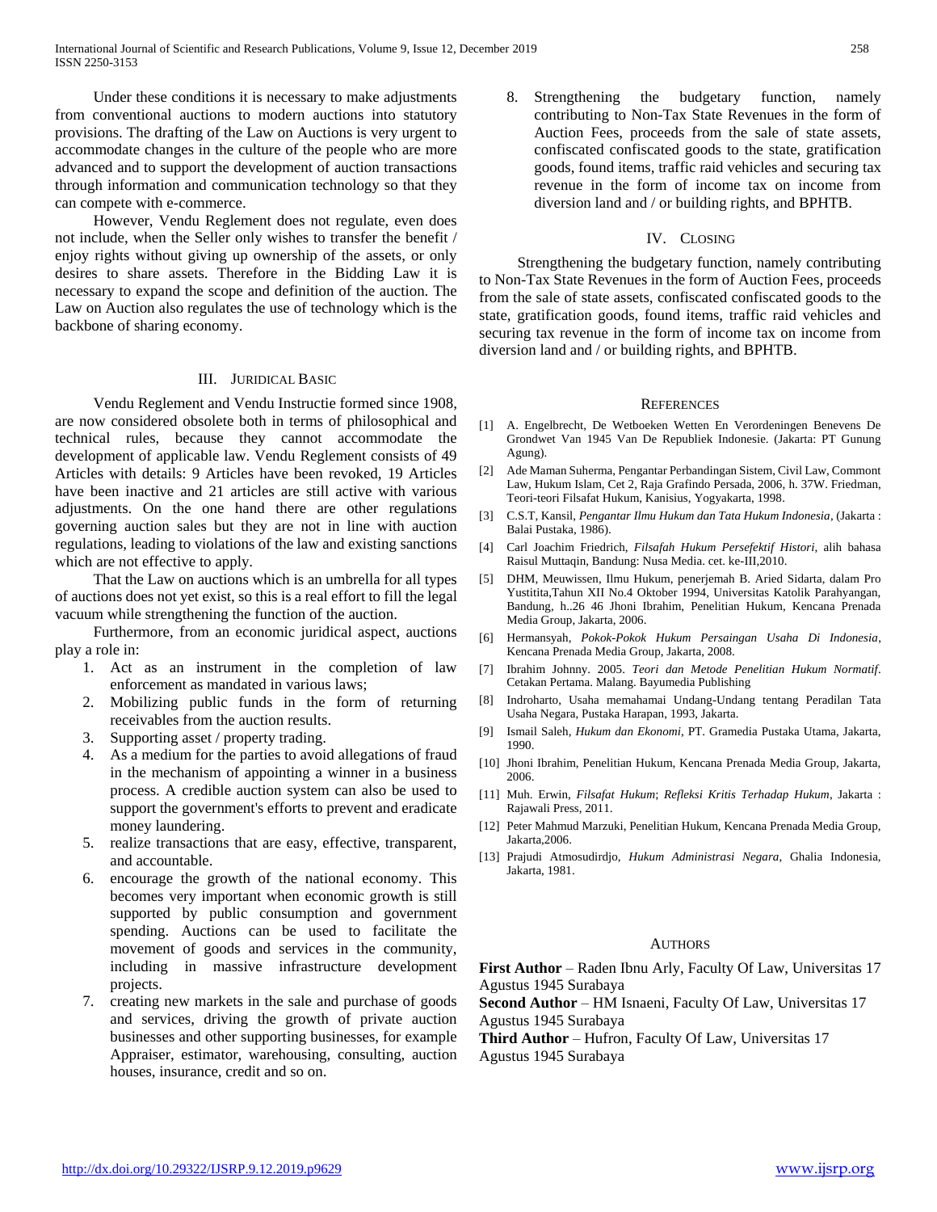Under these conditions it is necessary to make adjustments from conventional auctions to modern auctions into statutory provisions. The drafting of the Law on Auctions is very urgent to accommodate changes in the culture of the people who are more advanced and to support the development of auction transactions through information and communication technology so that they can compete with e-commerce.

However, Vendu Reglement does not regulate, even does not include, when the Seller only wishes to transfer the benefit / enjoy rights without giving up ownership of the assets, or only desires to share assets. Therefore in the Bidding Law it is necessary to expand the scope and definition of the auction. The Law on Auction also regulates the use of technology which is the backbone of sharing economy.

## III. Juridical Basic

Vendu Reglement and Vendu Instructie formed since 1908, are now considered obsolete both in terms of philosophical and technical rules, because they cannot accommodate the development of applicable law. Vendu Reglement consists of 49 Articles with details: 9 Articles have been revoked, 19 Articles have been inactive and 21 articles are still active with various adjustments. On the one hand there are other regulations governing auction sales but they are not in line with auction regulations, leading to violations of the law and existing sanctions which are not effective to apply.

That the Law on auctions which is an umbrella for all types of auctions does not yet exist, so this is a real effort to fill the legal vacuum while strengthening the function of the auction.

Furthermore, from an economic juridical aspect, auctions play a role in:

1. Act as an instrument in the completion of law enforcement as mandated in various laws;
2. Mobilizing public funds in the form of returning receivables from the auction results.
3. Supporting asset / property trading.
4. As a medium for the parties to avoid allegations of fraud in the mechanism of appointing a winner in a business process. A credible auction system can also be used to support the government's efforts to prevent and eradicate money laundering.
5. realize transactions that are easy, effective, transparent, and accountable.
6. encourage the growth of the national economy. This becomes very important when economic growth is still supported by public consumption and government spending. Auctions can be used to facilitate the movement of goods and services in the community, including in massive infrastructure development projects.
7. creating new markets in the sale and purchase of goods and services, driving the growth of private auction businesses and other supporting businesses, for example Appraiser, estimator, warehousing, consulting, auction houses, insurance, credit and so on.
8. Strengthening the budgetary function, namely contributing to Non-Tax State Revenues in the form of Auction Fees, proceeds from the sale of state assets, confiscated confiscated goods to the state, gratification goods, found items, traffic raid vehicles and securing tax revenue in the form of income tax on income from diversion land and / or building rights, and BPHTB.

## IV. Closing

Strengthening the budgetary function, namely contributing to Non-Tax State Revenues in the form of Auction Fees, proceeds from the sale of state assets, confiscated confiscated goods to the state, gratification goods, found items, traffic raid vehicles and securing tax revenue in the form of income tax on income from diversion land and / or building rights, and BPHTB.

## References

[1] A. Engelbrecht, De Wetboeken Wetten En Verordeningen Benevens De Grondwet Van 1945 Van De Republiek Indonesie. (Jakarta: PT Gunung Agung).

[2] Ade Maman Suherma, Pengantar Perbandingan Sistem, Civil Law, Commont Law, Hukum Islam, Cet 2, Raja Grafindo Persada, 2006, h. 37W. Friedman, Teori-teori Filsafat Hukum, Kanisius, Yogyakarta, 1998.

[3] C.S.T, Kansil, *Pengantar Ilmu Hukum dan Tata Hukum Indonesia*, (Jakarta : Balai Pustaka, 1986).

[4] Carl Joachim Friedrich, *Filsafah Hukum Persefektif Histori*, alih bahasa Raisul Muttaqin, Bandung: Nusa Media. cet. ke-III,2010.

[5] DHM, Meuwissen, Ilmu Hukum, penerjemah B. Aried Sidarta, dalam Pro Yustitita,Tahun XII No.4 Oktober 1994, Universitas Katolik Parahyangan, Bandung, h..26 46 Jhoni Ibrahim, Penelitian Hukum, Kencana Prenada Media Group, Jakarta, 2006.

[6] Hermansyah, *Pokok-Pokok Hukum Persaingan Usaha Di Indonesia*, Kencana Prenada Media Group, Jakarta, 2008.

[7] Ibrahim Johnny. 2005. *Teori dan Metode Penelitian Hukum Normatif*. Cetakan Pertama. Malang. Bayumedia Publishing

[8] Indroharto, Usaha memahamai Undang-Undang tentang Peradilan Tata Usaha Negara, Pustaka Harapan, 1993, Jakarta.

[9] Ismail Saleh, *Hukum dan Ekonomi*, PT. Gramedia Pustaka Utama, Jakarta, 1990.

[10] Jhoni Ibrahim, Penelitian Hukum, Kencana Prenada Media Group, Jakarta, 2006.

[11] Muh. Erwin, *Filsafat Hukum*; *Refleksi Kritis Terhadap Hukum*, Jakarta : Rajawali Press, 2011.

[12] Peter Mahmud Marzuki, Penelitian Hukum, Kencana Prenada Media Group, Jakarta,2006.

[13] Prajudi Atmosudirdjo, *Hukum Administrasi Negara*, Ghalia Indonesia, Jakarta, 1981.

## Authors

**First Author** – Raden Ibnu Arly, Faculty Of Law, Universitas 17 Agustus 1945 Surabaya

**Second Author** – HM Isnaeni, Faculty Of Law, Universitas 17 Agustus 1945 Surabaya

**Third Author** – Hufron, Faculty Of Law, Universitas 17 Agustus 1945 Surabaya